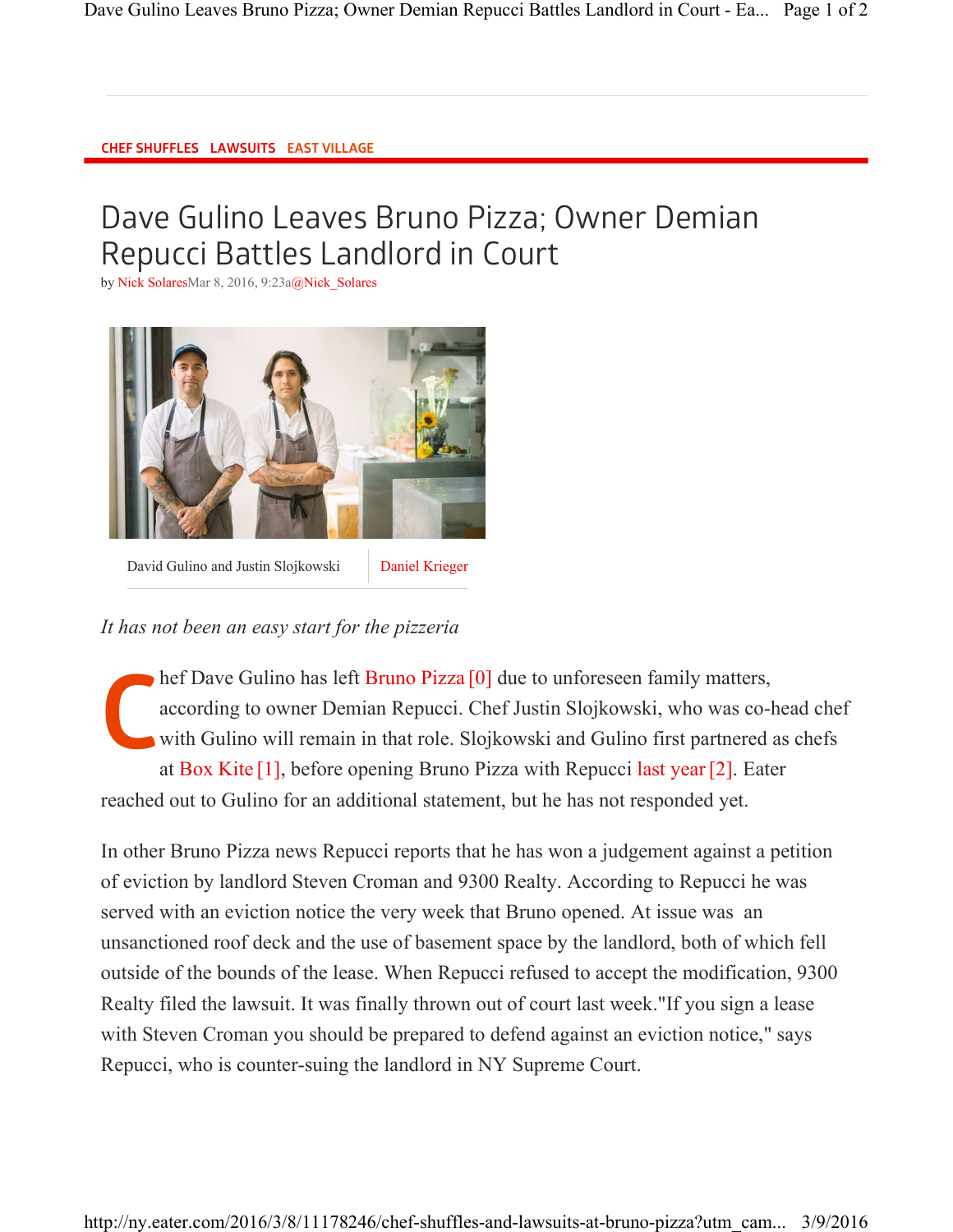CHEF SHUFFLES LAWSUITS EAST VILLAGE

# Dave Gulino Leaves Bruno Pizza; Owner Demian Repucci Battles Landlord in Court

by Nick SolaresMar 8, 2016, 9:23a@Nick_Solares

David Gulino and Justin Slojkowski | Daniel Krieger

*It has not been an easy start for the pizzeria*

Chef Dave Gulino has left Bruno Pizza [0] due to unforeseen family matters, according to owner Demian Repucci. Chef Justin Slojkowski, who was co-head chef with Gulino will remain in that role. Slojkowski and Gulino first partnered as chefs at Box Kite [1], before opening Bruno Pizza with Repucci last year [2]. Eater reached out to Gulino for an additional statement, but he has not responded yet.

In other Bruno Pizza news Repucci reports that he has won a judgement against a petition of eviction by landlord Steven Croman and 9300 Realty. According to Repucci he was served with an eviction notice the very week that Bruno opened. At issue was an unsanctioned roof deck and the use of basement space by the landlord, both of which fell outside of the bounds of the lease. When Repucci refused to accept the modification, 9300 Realty filed the lawsuit. It was finally thrown out of court last week."If you sign a lease with Steven Croman you should be prepared to defend against an eviction notice," says Repucci, who is counter-suing the landlord in NY Supreme Court.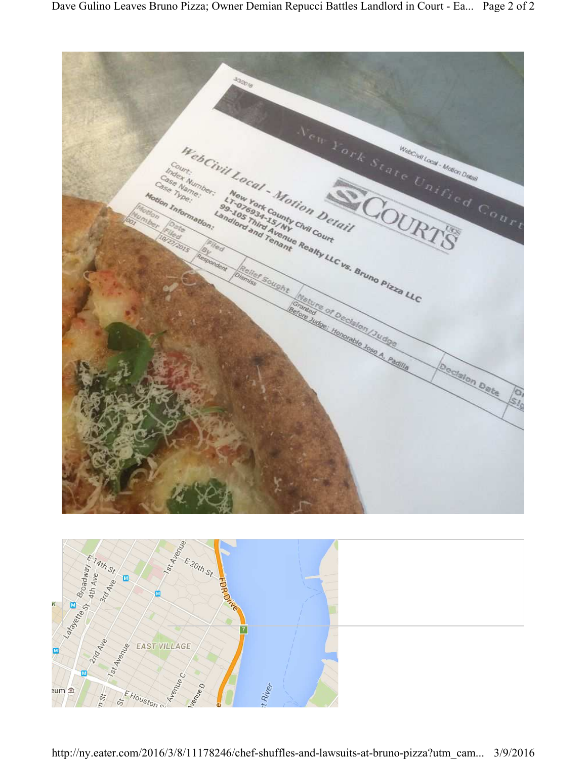3/3/2016

New York State Unified Court

WebCivil Local - Motion Detail

NYCOURTS

# WebCivil Local - Motion Detail

Court: New York County Civil Court

Index Number: LT-076934-15/NY

Case Name: 99-105 Third Avenue Realty LLC vs. Bruno Pizza LLC

Case Type: Landlord and Tenant

**Motion Information:**

| Motion Number | Date Filed | Filed By | Relief Sought | Nature of Decision/Judge | Decision Date |
|---|---|---|---|---|---|
| 001 | 10/27/2015 | Respondent | Dismiss | Granted<br>Before Judge: Honorable Jose A. Padilla | |